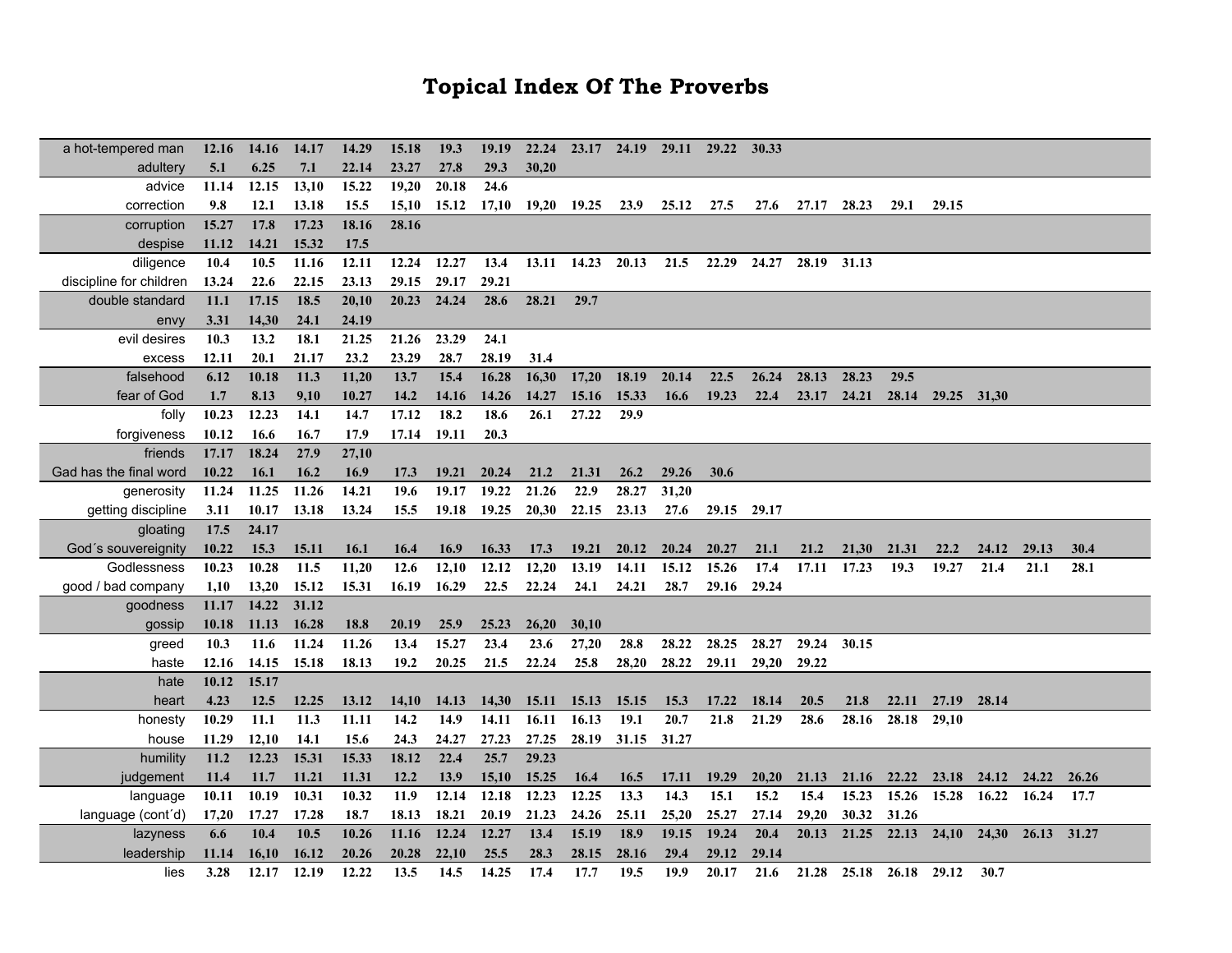# Topical Index Of The Proverbs

| | | | | | | | | | | | | | | | | | | | | | |
|---|---|---|---|---|---|---|---|---|---|---|---|---|---|---|---|---|---|---|---|---|---|
| a hot-tempered man | 12.16 | 14.16 | 14.17 | 14.29 | 15.18 | 19.3 | 19.19 | 22.24 | 23.17 | 24.19 | 29.11 | 29.22 | 30.33 | | | | | | | | |
| adultery | 5.1 | 6.25 | 7.1 | 22.14 | 23.27 | 27.8 | 29.3 | 30,20 | | | | | | | | | | | | | |
| advice | 11.14 | 12.15 | 13,10 | 15.22 | 19,20 | 20.18 | 24.6 | | | | | | | | | | | | | | |
| correction | 9.8 | 12.1 | 13.18 | 15.5 | 15,10 | 15.12 | 17,10 | 19,20 | 19.25 | 23.9 | 25.12 | 27.5 | 27.6 | 27.17 | 28.23 | 29.1 | 29.15 | | | | |
| corruption | 15.27 | 17.8 | 17.23 | 18.16 | 28.16 | | | | | | | | | | | | | | | | |
| despise | 11.12 | 14.21 | 15.32 | 17.5 | | | | | | | | | | | | | | | | | |
| diligence | 10.4 | 10.5 | 11.16 | 12.11 | 12.24 | 12.27 | 13.4 | 13.11 | 14.23 | 20.13 | 21.5 | 22.29 | 24.27 | 28.19 | 31.13 | | | | | | |
| discipline for children | 13.24 | 22.6 | 22.15 | 23.13 | 29.15 | 29.17 | 29.21 | | | | | | | | | | | | | | |
| double standard | 11.1 | 17.15 | 18.5 | 20,10 | 20.23 | 24.24 | 28.6 | 28.21 | 29.7 | | | | | | | | | | | | |
| envy | 3.31 | 14,30 | 24.1 | 24.19 | | | | | | | | | | | | | | | | | |
| evil desires | 10.3 | 13.2 | 18.1 | 21.25 | 21.26 | 23.29 | 24.1 | | | | | | | | | | | | | | |
| excess | 12.11 | 20.1 | 21.17 | 23.2 | 23.29 | 28.7 | 28.19 | 31.4 | | | | | | | | | | | | | |
| falsehood | 6.12 | 10.18 | 11.3 | 11,20 | 13.7 | 15.4 | 16.28 | 16,30 | 17,20 | 18.19 | 20.14 | 22.5 | 26.24 | 28.13 | 28.23 | 29.5 | | | | | |
| fear of God | 1.7 | 8.13 | 9,10 | 10.27 | 14.2 | 14.16 | 14.26 | 14.27 | 15.16 | 15.33 | 16.6 | 19.23 | 22.4 | 23.17 | 24.21 | 28.14 | 29.25 | 31,30 | | | |
| folly | 10.23 | 12.23 | 14.1 | 14.7 | 17.12 | 18.2 | 18.6 | 26.1 | 27.22 | 29.9 | | | | | | | | | | | |
| forgiveness | 10.12 | 16.6 | 16.7 | 17.9 | 17.14 | 19.11 | 20.3 | | | | | | | | | | | | | | |
| friends | 17.17 | 18.24 | 27.9 | 27,10 | | | | | | | | | | | | | | | | | |
| Gad has the final word | 10.22 | 16.1 | 16.2 | 16.9 | 17.3 | 19.21 | 20.24 | 21.2 | 21.31 | 26.2 | 29.26 | 30.6 | | | | | | | | | |
| generosity | 11.24 | 11.25 | 11.26 | 14.21 | 19.6 | 19.17 | 19.22 | 21.26 | 22.9 | 28.27 | 31,20 | | | | | | | | | | |
| getting discipline | 3.11 | 10.17 | 13.18 | 13.24 | 15.5 | 19.18 | 19.25 | 20,30 | 22.15 | 23.13 | 27.6 | 29.15 | 29.17 | | | | | | | | |
| gloating | 17.5 | 24.17 | | | | | | | | | | | | | | | | | | | |
| God´s souvereignity | 10.22 | 15.3 | 15.11 | 16.1 | 16.4 | 16.9 | 16.33 | 17.3 | 19.21 | 20.12 | 20.24 | 20.27 | 21.1 | 21.2 | 21,30 | 21.31 | 22.2 | 24.12 | 29.13 | 30.4 | |
| Godlessness | 10.23 | 10.28 | 11.5 | 11,20 | 12.6 | 12,10 | 12.12 | 12,20 | 13.19 | 14.11 | 15.12 | 15.26 | 17.4 | 17.11 | 17.23 | 19.3 | 19.27 | 21.4 | 21.1 | 28.1 | |
| good / bad company | 1,10 | 13,20 | 15.12 | 15.31 | 16.19 | 16.29 | 22.5 | 22.24 | 24.1 | 24.21 | 28.7 | 29.16 | 29.24 | | | | | | | | |
| goodness | 11.17 | 14.22 | 31.12 | | | | | | | | | | | | | | | | | | |
| gossip | 10.18 | 11.13 | 16.28 | 18.8 | 20.19 | 25.9 | 25.23 | 26,20 | 30,10 | | | | | | | | | | | | |
| greed | 10.3 | 11.6 | 11.24 | 11.26 | 13.4 | 15.27 | 23.4 | 23.6 | 27,20 | 28.8 | 28.22 | 28.25 | 28.27 | 29.24 | 30.15 | | | | | | |
| haste | 12.16 | 14.15 | 15.18 | 18.13 | 19.2 | 20.25 | 21.5 | 22.24 | 25.8 | 28,20 | 28.22 | 29.11 | 29,20 | 29.22 | | | | | | | |
| hate | 10.12 | 15.17 | | | | | | | | | | | | | | | | | | | |
| heart | 4.23 | 12.5 | 12.25 | 13.12 | 14,10 | 14.13 | 14,30 | 15.11 | 15.13 | 15.15 | 15.3 | 17.22 | 18.14 | 20.5 | 21.8 | 22.11 | 27.19 | 28.14 | | | |
| honesty | 10.29 | 11.1 | 11.3 | 11.11 | 14.2 | 14.9 | 14.11 | 16.11 | 16.13 | 19.1 | 20.7 | 21.8 | 21.29 | 28.6 | 28.16 | 28.18 | 29,10 | | | | |
| house | 11.29 | 12,10 | 14.1 | 15.6 | 24.3 | 24.27 | 27.23 | 27.25 | 28.19 | 31.15 | 31.27 | | | | | | | | | | |
| humility | 11.2 | 12.23 | 15.31 | 15.33 | 18.12 | 22.4 | 25.7 | 29.23 | | | | | | | | | | | | | |
| judgement | 11.4 | 11.7 | 11.21 | 11.31 | 12.2 | 13.9 | 15,10 | 15.25 | 16.4 | 16.5 | 17.11 | 19.29 | 20,20 | 21.13 | 21.16 | 22.22 | 23.18 | 24.12 | 24.22 | 26.26 | |
| language | 10.11 | 10.19 | 10.31 | 10.32 | 11.9 | 12.14 | 12.18 | 12.23 | 12.25 | 13.3 | 14.3 | 15.1 | 15.2 | 15.4 | 15.23 | 15.26 | 15.28 | 16.22 | 16.24 | 17.7 | |
| language (cont´d) | 17,20 | 17.27 | 17.28 | 18.7 | 18.13 | 18.21 | 20.19 | 21.23 | 24.26 | 25.11 | 25,20 | 25.27 | 27.14 | 29,20 | 30.32 | 31.26 | | | | | |
| lazyness | 6.6 | 10.4 | 10.5 | 10.26 | 11.16 | 12.24 | 12.27 | 13.4 | 15.19 | 18.9 | 19.15 | 19.24 | 20.4 | 20.13 | 21.25 | 22.13 | 24,10 | 24,30 | 26.13 | 31.27 | |
| leadership | 11.14 | 16,10 | 16.12 | 20.26 | 20.28 | 22,10 | 25.5 | 28.3 | 28.15 | 28.16 | 29.4 | 29.12 | 29.14 | | | | | | | | |
| lies | 3.28 | 12.17 | 12.19 | 12.22 | 13.5 | 14.5 | 14.25 | 17.4 | 17.7 | 19.5 | 19.9 | 20.17 | 21.6 | 21.28 | 25.18 | 26.18 | 29.12 | 30.7 | | | |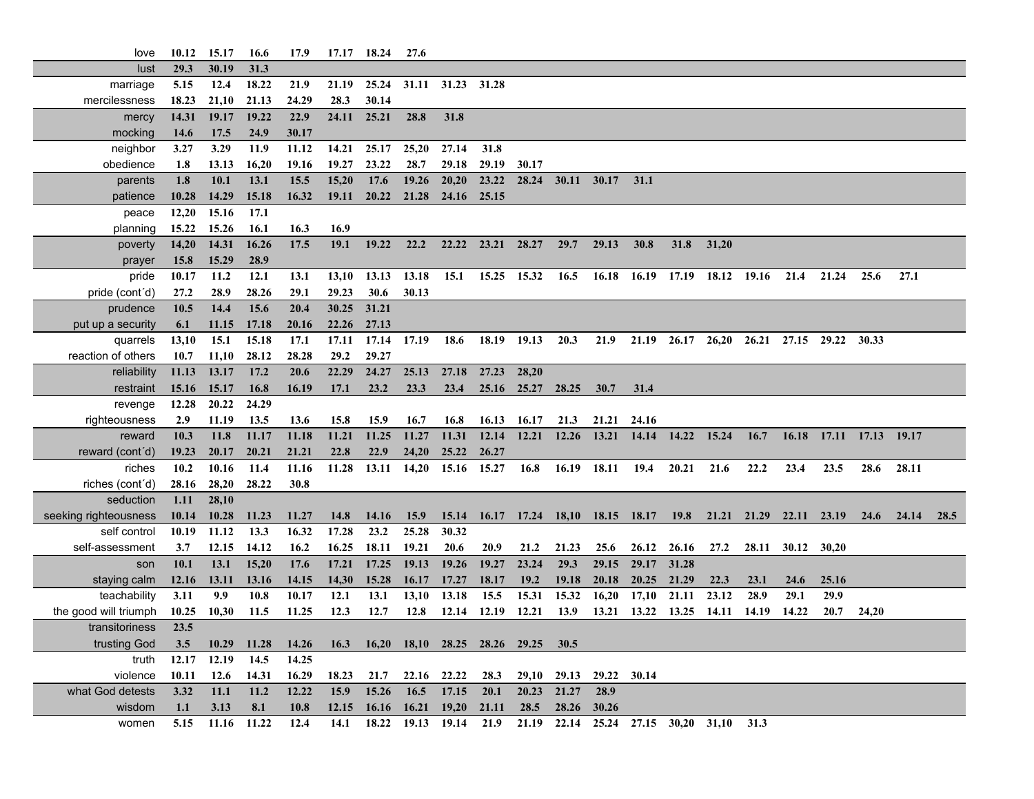| | | | | | | | | | | | | | | | | | | | | | |
|---|---|---|---|---|---|---|---|---|---|---|---|---|---|---|---|---|---|---|---|---|---|
| love | 10.12 | 15.17 | 16.6 | 17.9 | 17.17 | 18.24 | 27.6 | | | | | | | | | | | | | | |
| lust | 29.3 | 30.19 | 31.3 | | | | | | | | | | | | | | | | | | |
| marriage | 5.15 | 12.4 | 18.22 | 21.9 | 21.19 | 25.24 | 31.11 | 31.23 | 31.28 | | | | | | | | | | | | |
| mercilessness | 18.23 | 21,10 | 21.13 | 24.29 | 28.3 | 30.14 | | | | | | | | | | | | | | | |
| mercy | 14.31 | 19.17 | 19.22 | 22.9 | 24.11 | 25.21 | 28.8 | 31.8 | | | | | | | | | | | | | |
| mocking | 14.6 | 17.5 | 24.9 | 30.17 | | | | | | | | | | | | | | | | | |
| neighbor | 3.27 | 3.29 | 11.9 | 11.12 | 14.21 | 25.17 | 25,20 | 27.14 | 31.8 | | | | | | | | | | | | |
| obedience | 1.8 | 13.13 | 16,20 | 19.16 | 19.27 | 23.22 | 28.7 | 29.18 | 29.19 | 30.17 | | | | | | | | | | | |
| parents | 1.8 | 10.1 | 13.1 | 15.5 | 15,20 | 17.6 | 19.26 | 20,20 | 23.22 | 28.24 | 30.11 | 30.17 | 31.1 | | | | | | | | |
| patience | 10.28 | 14.29 | 15.18 | 16.32 | 19.11 | 20.22 | 21.28 | 24.16 | 25.15 | | | | | | | | | | | | |
| peace | 12,20 | 15.16 | 17.1 | | | | | | | | | | | | | | | | | | |
| planning | 15.22 | 15.26 | 16.1 | 16.3 | 16.9 | | | | | | | | | | | | | | | | |
| poverty | 14,20 | 14.31 | 16.26 | 17.5 | 19.1 | 19.22 | 22.2 | 22.22 | 23.21 | 28.27 | 29.7 | 29.13 | 30.8 | 31.8 | 31,20 | | | | | | |
| prayer | 15.8 | 15.29 | 28.9 | | | | | | | | | | | | | | | | | | |
| pride | 10.17 | 11.2 | 12.1 | 13.1 | 13,10 | 13.13 | 13.18 | 15.1 | 15.25 | 15.32 | 16.5 | 16.18 | 16.19 | 17.19 | 18.12 | 19.16 | 21.4 | 21.24 | 25.6 | 27.1 | |
| pride (cont´d) | 27.2 | 28.9 | 28.26 | 29.1 | 29.23 | 30.6 | 30.13 | | | | | | | | | | | | | | |
| prudence | 10.5 | 14.4 | 15.6 | 20.4 | 30.25 | 31.21 | | | | | | | | | | | | | | | |
| put up a security | 6.1 | 11.15 | 17.18 | 20.16 | 22.26 | 27.13 | | | | | | | | | | | | | | | |
| quarrels | 13,10 | 15.1 | 15.18 | 17.1 | 17.11 | 17.14 | 17.19 | 18.6 | 18.19 | 19.13 | 20.3 | 21.9 | 21.19 | 26.17 | 26,20 | 26.21 | 27.15 | 29.22 | 30.33 | | |
| reaction of others | 10.7 | 11,10 | 28.12 | 28.28 | 29.2 | 29.27 | | | | | | | | | | | | | | | |
| reliability | 11.13 | 13.17 | 17.2 | 20.6 | 22.29 | 24.27 | 25.13 | 27.18 | 27.23 | 28,20 | | | | | | | | | | | |
| restraint | 15.16 | 15.17 | 16.8 | 16.19 | 17.1 | 23.2 | 23.3 | 23.4 | 25.16 | 25.27 | 28.25 | 30.7 | 31.4 | | | | | | | | |
| revenge | 12.28 | 20.22 | 24.29 | | | | | | | | | | | | | | | | | | |
| righteousness | 2.9 | 11.19 | 13.5 | 13.6 | 15.8 | 15.9 | 16.7 | 16.8 | 16.13 | 16.17 | 21.3 | 21.21 | 24.16 | | | | | | | | |
| reward | 10.3 | 11.8 | 11.17 | 11.18 | 11.21 | 11.25 | 11.27 | 11.31 | 12.14 | 12.21 | 12.26 | 13.21 | 14.14 | 14.22 | 15.24 | 16.7 | 16.18 | 17.11 | 17.13 | 19.17 | |
| reward (cont´d) | 19.23 | 20.17 | 20.21 | 21.21 | 22.8 | 22.9 | 24,20 | 25.22 | 26.27 | | | | | | | | | | | | |
| riches | 10.2 | 10.16 | 11.4 | 11.16 | 11.28 | 13.11 | 14,20 | 15.16 | 15.27 | 16.8 | 16.19 | 18.11 | 19.4 | 20.21 | 21.6 | 22.2 | 23.4 | 23.5 | 28.6 | 28.11 | |
| riches (cont´d) | 28.16 | 28,20 | 28.22 | 30.8 | | | | | | | | | | | | | | | | | |
| seduction | 1.11 | 28,10 | | | | | | | | | | | | | | | | | | | |
| seeking righteousness | 10.14 | 10.28 | 11.23 | 11.27 | 14.8 | 14.16 | 15.9 | 15.14 | 16.17 | 17.24 | 18,10 | 18.15 | 18.17 | 19.8 | 21.21 | 21.29 | 22.11 | 23.19 | 24.6 | 24.14 | 28.5 |
| self control | 10.19 | 11.12 | 13.3 | 16.32 | 17.28 | 23.2 | 25.28 | 30.32 | | | | | | | | | | | | | |
| self-assessment | 3.7 | 12.15 | 14.12 | 16.2 | 16.25 | 18.11 | 19.21 | 20.6 | 20.9 | 21.2 | 21.23 | 25.6 | 26.12 | 26.16 | 27.2 | 28.11 | 30.12 | 30,20 | | | |
| son | 10.1 | 13.1 | 15,20 | 17.6 | 17.21 | 17.25 | 19.13 | 19.26 | 19.27 | 23.24 | 29.3 | 29.15 | 29.17 | 31.28 | | | | | | | |
| staying calm | 12.16 | 13.11 | 13.16 | 14.15 | 14,30 | 15.28 | 16.17 | 17.27 | 18.17 | 19.2 | 19.18 | 20.18 | 20.25 | 21.29 | 22.3 | 23.1 | 24.6 | 25.16 | | | |
| teachability | 3.11 | 9.9 | 10.8 | 10.17 | 12.1 | 13.1 | 13,10 | 13.18 | 15.5 | 15.31 | 15.32 | 16,20 | 17,10 | 21.11 | 23.12 | 28.9 | 29.1 | 29.9 | | | |
| the good will triumph | 10.25 | 10,30 | 11.5 | 11.25 | 12.3 | 12.7 | 12.8 | 12.14 | 12.19 | 12.21 | 13.9 | 13.21 | 13.22 | 13.25 | 14.11 | 14.19 | 14.22 | 20.7 | 24,20 | | |
| transitoriness | 23.5 | | | | | | | | | | | | | | | | | | | | |
| trusting God | 3.5 | 10.29 | 11.28 | 14.26 | 16.3 | 16,20 | 18,10 | 28.25 | 28.26 | 29.25 | 30.5 | | | | | | | | | | |
| truth | 12.17 | 12.19 | 14.5 | 14.25 | | | | | | | | | | | | | | | | | |
| violence | 10.11 | 12.6 | 14.31 | 16.29 | 18.23 | 21.7 | 22.16 | 22.22 | 28.3 | 29,10 | 29.13 | 29.22 | 30.14 | | | | | | | | |
| what God detests | 3.32 | 11.1 | 11.2 | 12.22 | 15.9 | 15.26 | 16.5 | 17.15 | 20.1 | 20.23 | 21.27 | 28.9 | | | | | | | | | |
| wisdom | 1.1 | 3.13 | 8.1 | 10.8 | 12.15 | 16.16 | 16.21 | 19,20 | 21.11 | 28.5 | 28.26 | 30.26 | | | | | | | | | |
| women | 5.15 | 11.16 | 11.22 | 12.4 | 14.1 | 18.22 | 19.13 | 19.14 | 21.9 | 21.19 | 22.14 | 25.24 | 27.15 | 30,20 | 31,10 | 31.3 | | | | | |